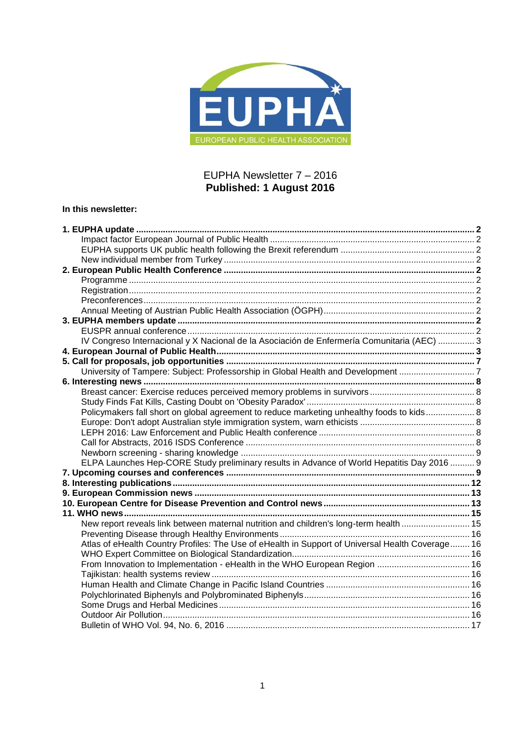EUPHA
EUROPEAN PUBLIC HEALTH ASSOCIATION

# EUPHA Newsletter 7 – 2016
**Published: 1 August 2016**

**In this newsletter:**

**1. EUPHA update** ........ **2**
- Impact factor European Journal of Public Health ........ 2
- EUPHA supports UK public health following the Brexit referendum ........ 2
- New individual member from Turkey ........ 2

**2. European Public Health Conference** ........ **2**
- Programme ........ 2
- Registration ........ 2
- Preconferences ........ 2
- Annual Meeting of Austrian Public Health Association (ÖGPH) ........ 2

**3. EUPHA members update** ........ **2**
- EUSPR annual conference ........ 2
- IV Congreso Internacional y X Nacional de la Asociación de Enfermería Comunitaria (AEC) ........ 3

**4. European Journal of Public Health** ........ **3**

**5. Call for proposals, job opportunities** ........ **7**
- University of Tampere: Subject: Professorship in Global Health and Development ........ 7

**6. Interesting news** ........ **8**
- Breast cancer: Exercise reduces perceived memory problems in survivors ........ 8
- Study Finds Fat Kills, Casting Doubt on 'Obesity Paradox' ........ 8
- Policymakers fall short on global agreement to reduce marketing unhealthy foods to kids ........ 8
- Europe: Don't adopt Australian style immigration system, warn ethicists ........ 8
- LEPH 2016: Law Enforcement and Public Health conference ........ 8
- Call for Abstracts, 2016 ISDS Conference ........ 8
- Newborn screening - sharing knowledge ........ 9
- ELPA Launches Hep-CORE Study preliminary results in Advance of World Hepatitis Day 2016 ........ 9

**7. Upcoming courses and conferences** ........ **9**

**8. Interesting publications** ........ **12**

**9. European Commission news** ........ **13**

**10. European Centre for Disease Prevention and Control news** ........ **13**

**11. WHO news** ........ **15**
- New report reveals link between maternal nutrition and children's long-term health ........ 15
- Preventing Disease through Healthy Environments ........ 16
- Atlas of eHealth Country Profiles: The Use of eHealth in Support of Universal Health Coverage ........ 16
- WHO Expert Committee on Biological Standardization ........ 16
- From Innovation to Implementation - eHealth in the WHO European Region ........ 16
- Tajikistan: health systems review ........ 16
- Human Health and Climate Change in Pacific Island Countries ........ 16
- Polychlorinated Biphenyls and Polybrominated Biphenyls ........ 16
- Some Drugs and Herbal Medicines ........ 16
- Outdoor Air Pollution ........ 16
- Bulletin of WHO Vol. 94, No. 6, 2016 ........ 17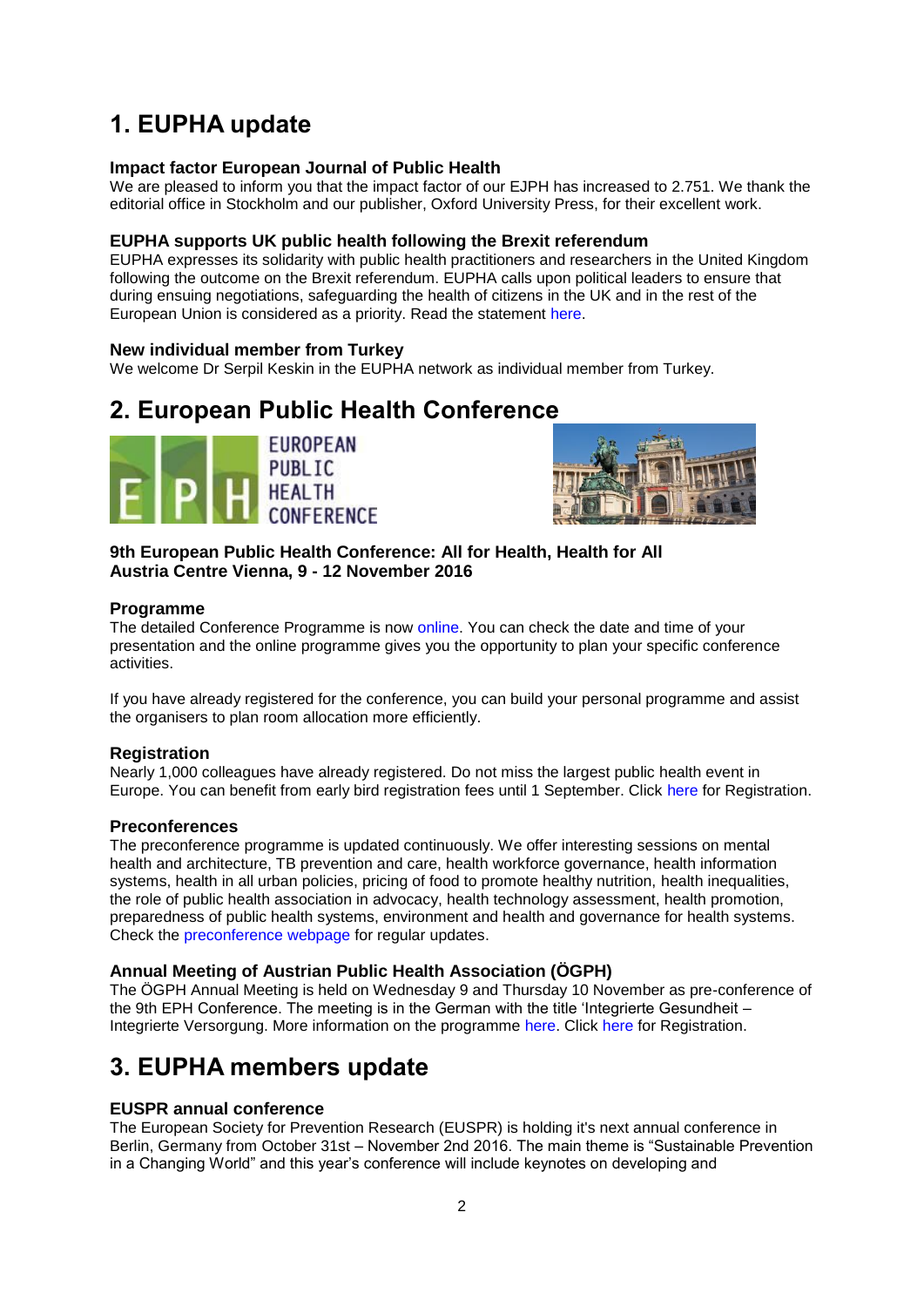# 1. EUPHA update

### Impact factor European Journal of Public Health

We are pleased to inform you that the impact factor of our EJPH has increased to 2.751. We thank the editorial office in Stockholm and our publisher, Oxford University Press, for their excellent work.

### EUPHA supports UK public health following the Brexit referendum

EUPHA expresses its solidarity with public health practitioners and researchers in the United Kingdom following the outcome on the Brexit referendum. EUPHA calls upon political leaders to ensure that during ensuing negotiations, safeguarding the health of citizens in the UK and in the rest of the European Union is considered as a priority. Read the statement here.

### New individual member from Turkey

We welcome Dr Serpil Keskin in the EUPHA network as individual member from Turkey.

# 2. European Public Health Conference

EUROPEAN PUBLIC HEALTH CONFERENCE

### 9th European Public Health Conference: All for Health, Health for All
### Austria Centre Vienna, 9 - 12 November 2016

### Programme

The detailed Conference Programme is now online. You can check the date and time of your presentation and the online programme gives you the opportunity to plan your specific conference activities.

If you have already registered for the conference, you can build your personal programme and assist the organisers to plan room allocation more efficiently.

### Registration

Nearly 1,000 colleagues have already registered. Do not miss the largest public health event in Europe. You can benefit from early bird registration fees until 1 September. Click here for Registration.

### Preconferences

The preconference programme is updated continuously. We offer interesting sessions on mental health and architecture, TB prevention and care, health workforce governance, health information systems, health in all urban policies, pricing of food to promote healthy nutrition, health inequalities, the role of public health association in advocacy, health technology assessment, health promotion, preparedness of public health systems, environment and health and governance for health systems. Check the preconference webpage for regular updates.

### Annual Meeting of Austrian Public Health Association (ÖGPH)

The ÖGPH Annual Meeting is held on Wednesday 9 and Thursday 10 November as pre-conference of the 9th EPH Conference. The meeting is in the German with the title 'Integrierte Gesundheit – Integrierte Versorgung. More information on the programme here. Click here for Registration.

# 3. EUPHA members update

### EUSPR annual conference

The European Society for Prevention Research (EUSPR) is holding it's next annual conference in Berlin, Germany from October 31st – November 2nd 2016. The main theme is "Sustainable Prevention in a Changing World" and this year's conference will include keynotes on developing and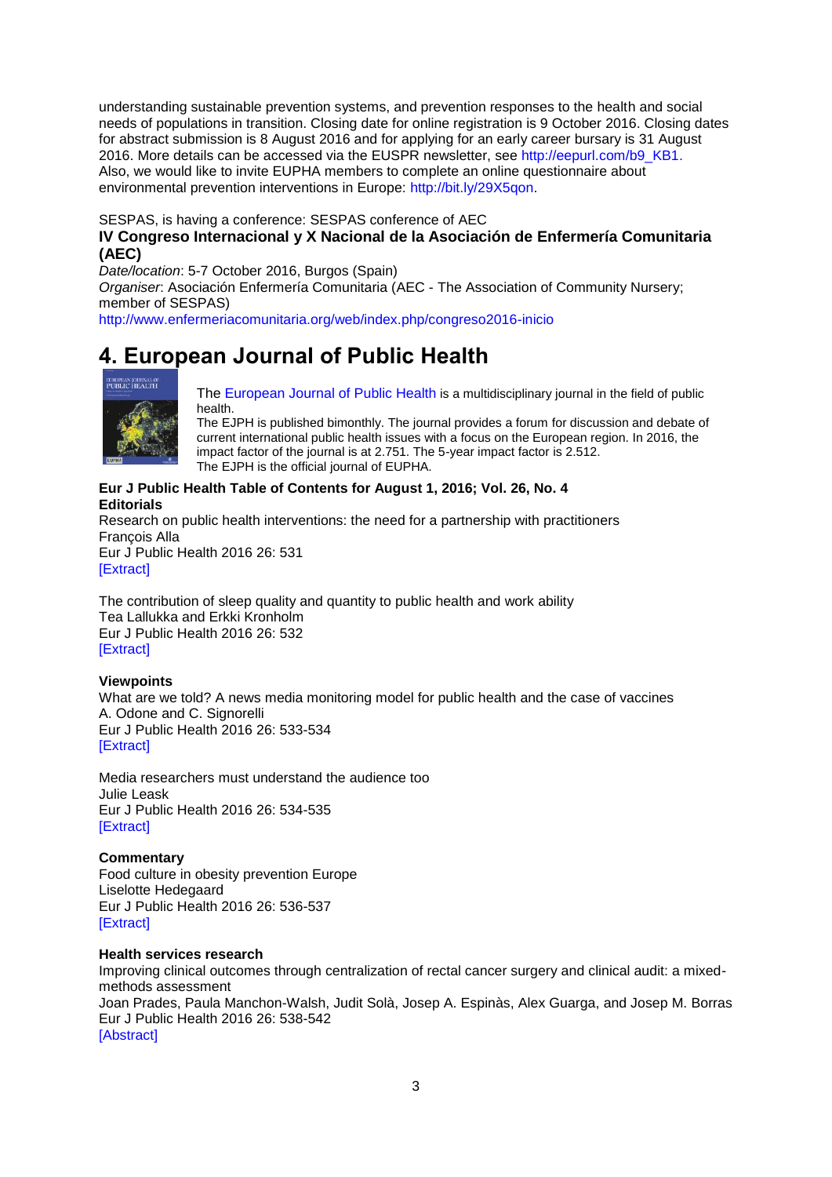understanding sustainable prevention systems, and prevention responses to the health and social needs of populations in transition. Closing date for online registration is 9 October 2016. Closing dates for abstract submission is 8 August 2016 and for applying for an early career bursary is 31 August 2016. More details can be accessed via the EUSPR newsletter, see http://eepurl.com/b9_KB1. Also, we would like to invite EUPHA members to complete an online questionnaire about environmental prevention interventions in Europe: http://bit.ly/29X5qon.

SESPAS, is having a conference: SESPAS conference of AEC

**IV Congreso Internacional y X Nacional de la Asociación de Enfermería Comunitaria (AEC)**

*Date/location*: 5-7 October 2016, Burgos (Spain)

*Organiser*: Asociación Enfermería Comunitaria (AEC - The Association of Community Nursery; member of SESPAS)

http://www.enfermeriacomunitaria.org/web/index.php/congreso2016-inicio

# 4. European Journal of Public Health

The European Journal of Public Health is a multidisciplinary journal in the field of public health.

The EJPH is published bimonthly. The journal provides a forum for discussion and debate of current international public health issues with a focus on the European region. In 2016, the impact factor of the journal is at 2.751. The 5-year impact factor is 2.512.

The EJPH is the official journal of EUPHA.

**Eur J Public Health Table of Contents for August 1, 2016; Vol. 26, No. 4**

**Editorials**

Research on public health interventions: the need for a partnership with practitioners
François Alla
Eur J Public Health 2016 26: 531
[Extract]

The contribution of sleep quality and quantity to public health and work ability
Tea Lallukka and Erkki Kronholm
Eur J Public Health 2016 26: 532
[Extract]

**Viewpoints**

What are we told? A news media monitoring model for public health and the case of vaccines
A. Odone and C. Signorelli
Eur J Public Health 2016 26: 533-534
[Extract]

Media researchers must understand the audience too
Julie Leask
Eur J Public Health 2016 26: 534-535
[Extract]

**Commentary**

Food culture in obesity prevention Europe
Liselotte Hedegaard
Eur J Public Health 2016 26: 536-537
[Extract]

**Health services research**

Improving clinical outcomes through centralization of rectal cancer surgery and clinical audit: a mixed-methods assessment
Joan Prades, Paula Manchon-Walsh, Judit Solà, Josep A. Espinàs, Alex Guarga, and Josep M. Borras
Eur J Public Health 2016 26: 538-542
[Abstract]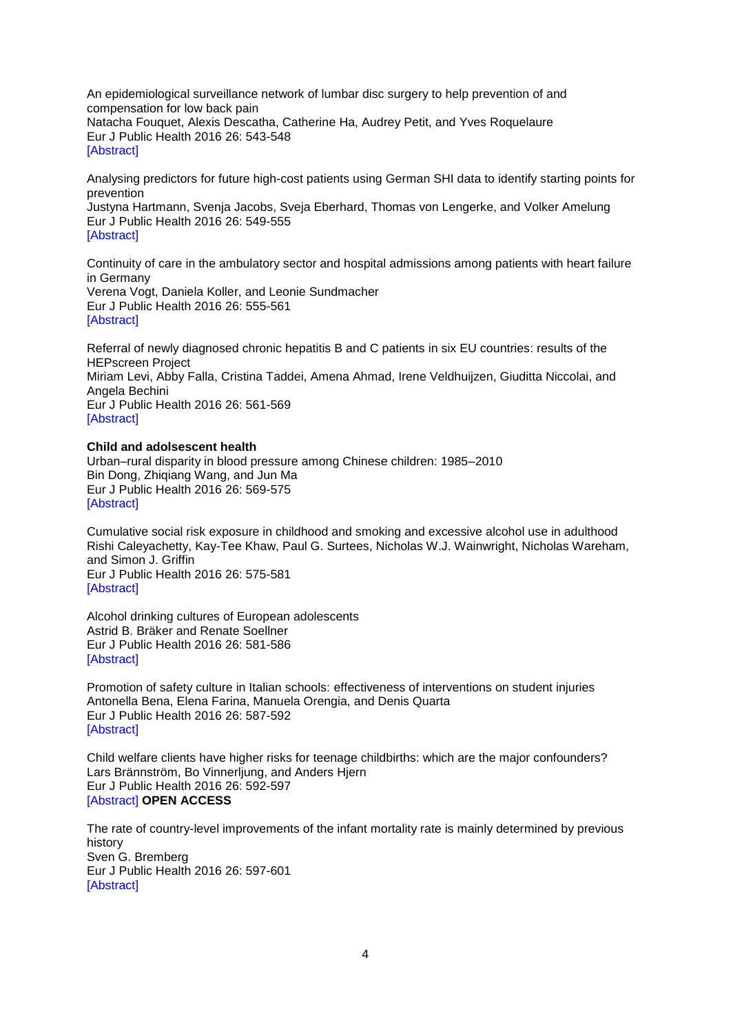An epidemiological surveillance network of lumbar disc surgery to help prevention of and compensation for low back pain
Natacha Fouquet, Alexis Descatha, Catherine Ha, Audrey Petit, and Yves Roquelaure
Eur J Public Health 2016 26: 543-548
[Abstract]

Analysing predictors for future high-cost patients using German SHI data to identify starting points for prevention
Justyna Hartmann, Svenja Jacobs, Sveja Eberhard, Thomas von Lengerke, and Volker Amelung
Eur J Public Health 2016 26: 549-555
[Abstract]

Continuity of care in the ambulatory sector and hospital admissions among patients with heart failure in Germany
Verena Vogt, Daniela Koller, and Leonie Sundmacher
Eur J Public Health 2016 26: 555-561
[Abstract]

Referral of newly diagnosed chronic hepatitis B and C patients in six EU countries: results of the HEPscreen Project
Miriam Levi, Abby Falla, Cristina Taddei, Amena Ahmad, Irene Veldhuijzen, Giuditta Niccolai, and Angela Bechini
Eur J Public Health 2016 26: 561-569
[Abstract]

**Child and adolescent health**

Urban–rural disparity in blood pressure among Chinese children: 1985–2010
Bin Dong, Zhiqiang Wang, and Jun Ma
Eur J Public Health 2016 26: 569-575
[Abstract]

Cumulative social risk exposure in childhood and smoking and excessive alcohol use in adulthood
Rishi Caleyachetty, Kay-Tee Khaw, Paul G. Surtees, Nicholas W.J. Wainwright, Nicholas Wareham, and Simon J. Griffin
Eur J Public Health 2016 26: 575-581
[Abstract]

Alcohol drinking cultures of European adolescents
Astrid B. Bräker and Renate Soellner
Eur J Public Health 2016 26: 581-586
[Abstract]

Promotion of safety culture in Italian schools: effectiveness of interventions on student injuries
Antonella Bena, Elena Farina, Manuela Orengia, and Denis Quarta
Eur J Public Health 2016 26: 587-592
[Abstract]

Child welfare clients have higher risks for teenage childbirths: which are the major confounders?
Lars Brännström, Bo Vinnerljung, and Anders Hjern
Eur J Public Health 2016 26: 592-597
[Abstract] **OPEN ACCESS**

The rate of country-level improvements of the infant mortality rate is mainly determined by previous history
Sven G. Bremberg
Eur J Public Health 2016 26: 597-601
[Abstract]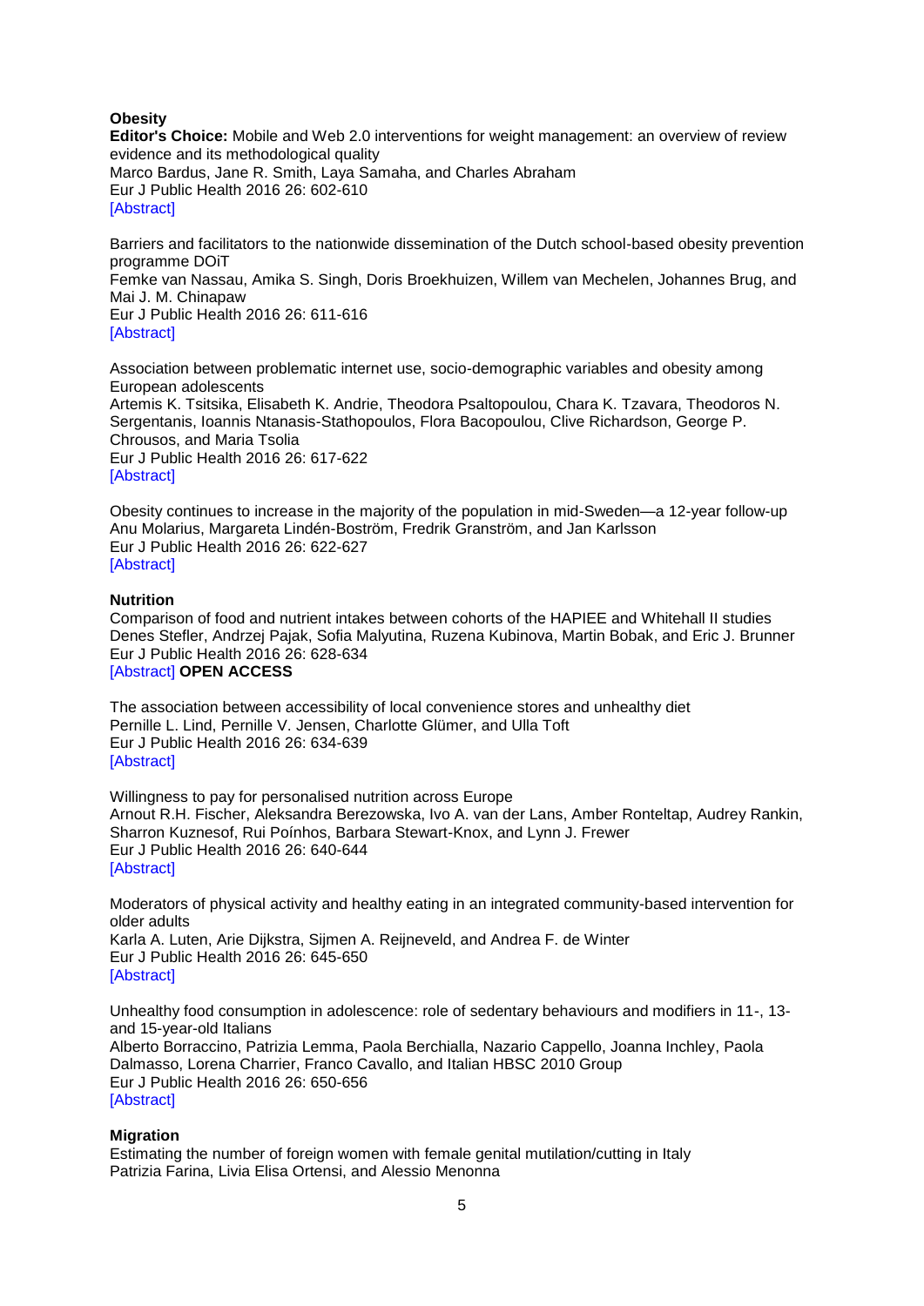**Obesity**

**Editor's Choice:** Mobile and Web 2.0 interventions for weight management: an overview of review evidence and its methodological quality
Marco Bardus, Jane R. Smith, Laya Samaha, and Charles Abraham
Eur J Public Health 2016 26: 602-610
[Abstract]

Barriers and facilitators to the nationwide dissemination of the Dutch school-based obesity prevention programme DOiT
Femke van Nassau, Amika S. Singh, Doris Broekhuizen, Willem van Mechelen, Johannes Brug, and Mai J. M. Chinapaw
Eur J Public Health 2016 26: 611-616
[Abstract]

Association between problematic internet use, socio-demographic variables and obesity among European adolescents
Artemis K. Tsitsika, Elisabeth K. Andrie, Theodora Psaltopoulou, Chara K. Tzavara, Theodoros N. Sergentanis, Ioannis Ntanasis-Stathopoulos, Flora Bacopoulou, Clive Richardson, George P. Chrousos, and Maria Tsolia
Eur J Public Health 2016 26: 617-622
[Abstract]

Obesity continues to increase in the majority of the population in mid-Sweden—a 12-year follow-up
Anu Molarius, Margareta Lindén-Boström, Fredrik Granström, and Jan Karlsson
Eur J Public Health 2016 26: 622-627
[Abstract]

**Nutrition**

Comparison of food and nutrient intakes between cohorts of the HAPIEE and Whitehall II studies
Denes Stefler, Andrzej Pajak, Sofia Malyutina, Ruzena Kubinova, Martin Bobak, and Eric J. Brunner
Eur J Public Health 2016 26: 628-634
[Abstract] **OPEN ACCESS**

The association between accessibility of local convenience stores and unhealthy diet
Pernille L. Lind, Pernille V. Jensen, Charlotte Glümer, and Ulla Toft
Eur J Public Health 2016 26: 634-639
[Abstract]

Willingness to pay for personalised nutrition across Europe
Arnout R.H. Fischer, Aleksandra Berezowska, Ivo A. van der Lans, Amber Ronteltap, Audrey Rankin, Sharron Kuznesof, Rui Poínhos, Barbara Stewart-Knox, and Lynn J. Frewer
Eur J Public Health 2016 26: 640-644
[Abstract]

Moderators of physical activity and healthy eating in an integrated community-based intervention for older adults
Karla A. Luten, Arie Dijkstra, Sijmen A. Reijneveld, and Andrea F. de Winter
Eur J Public Health 2016 26: 645-650
[Abstract]

Unhealthy food consumption in adolescence: role of sedentary behaviours and modifiers in 11-, 13- and 15-year-old Italians
Alberto Borraccino, Patrizia Lemma, Paola Berchialla, Nazario Cappello, Joanna Inchley, Paola Dalmasso, Lorena Charrier, Franco Cavallo, and Italian HBSC 2010 Group
Eur J Public Health 2016 26: 650-656
[Abstract]

**Migration**

Estimating the number of foreign women with female genital mutilation/cutting in Italy
Patrizia Farina, Livia Elisa Ortensi, and Alessio Menonna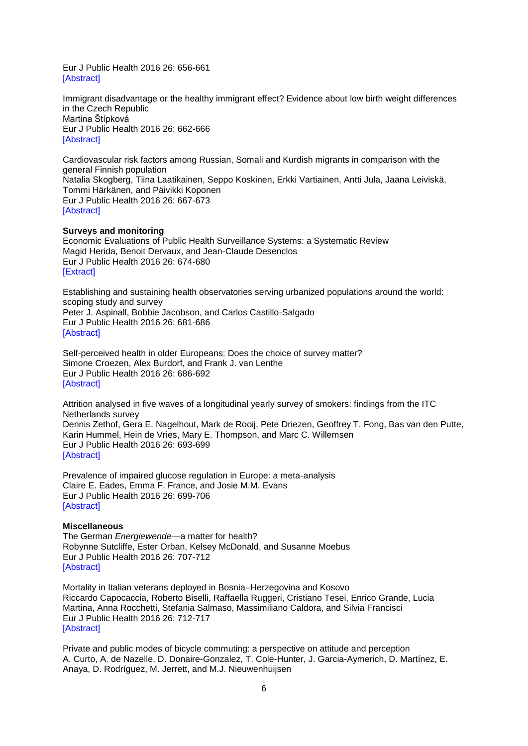Eur J Public Health 2016 26: 656-661
[Abstract]

Immigrant disadvantage or the healthy immigrant effect? Evidence about low birth weight differences in the Czech Republic
Martina Štípková
Eur J Public Health 2016 26: 662-666
[Abstract]

Cardiovascular risk factors among Russian, Somali and Kurdish migrants in comparison with the general Finnish population
Natalia Skogberg, Tiina Laatikainen, Seppo Koskinen, Erkki Vartiainen, Antti Jula, Jaana Leiviskä, Tommi Härkänen, and Päivikki Koponen
Eur J Public Health 2016 26: 667-673
[Abstract]

**Surveys and monitoring**
Economic Evaluations of Public Health Surveillance Systems: a Systematic Review
Magid Herida, Benoit Dervaux, and Jean-Claude Desenclos
Eur J Public Health 2016 26: 674-680
[Extract]

Establishing and sustaining health observatories serving urbanized populations around the world: scoping study and survey
Peter J. Aspinall, Bobbie Jacobson, and Carlos Castillo-Salgado
Eur J Public Health 2016 26: 681-686
[Abstract]

Self-perceived health in older Europeans: Does the choice of survey matter?
Simone Croezen, Alex Burdorf, and Frank J. van Lenthe
Eur J Public Health 2016 26: 686-692
[Abstract]

Attrition analysed in five waves of a longitudinal yearly survey of smokers: findings from the ITC Netherlands survey
Dennis Zethof, Gera E. Nagelhout, Mark de Rooij, Pete Driezen, Geoffrey T. Fong, Bas van den Putte, Karin Hummel, Hein de Vries, Mary E. Thompson, and Marc C. Willemsen
Eur J Public Health 2016 26: 693-699
[Abstract]

Prevalence of impaired glucose regulation in Europe: a meta-analysis
Claire E. Eades, Emma F. France, and Josie M.M. Evans
Eur J Public Health 2016 26: 699-706
[Abstract]

**Miscellaneous**
The German *Energiewende*—a matter for health?
Robynne Sutcliffe, Ester Orban, Kelsey McDonald, and Susanne Moebus
Eur J Public Health 2016 26: 707-712
[Abstract]

Mortality in Italian veterans deployed in Bosnia–Herzegovina and Kosovo
Riccardo Capocaccia, Roberto Biselli, Raffaella Ruggeri, Cristiano Tesei, Enrico Grande, Lucia Martina, Anna Rocchetti, Stefania Salmaso, Massimiliano Caldora, and Silvia Francisci
Eur J Public Health 2016 26: 712-717
[Abstract]

Private and public modes of bicycle commuting: a perspective on attitude and perception
A. Curto, A. de Nazelle, D. Donaire-Gonzalez, T. Cole-Hunter, J. Garcia-Aymerich, D. Martínez, E. Anaya, D. Rodríguez, M. Jerrett, and M.J. Nieuwenhuijsen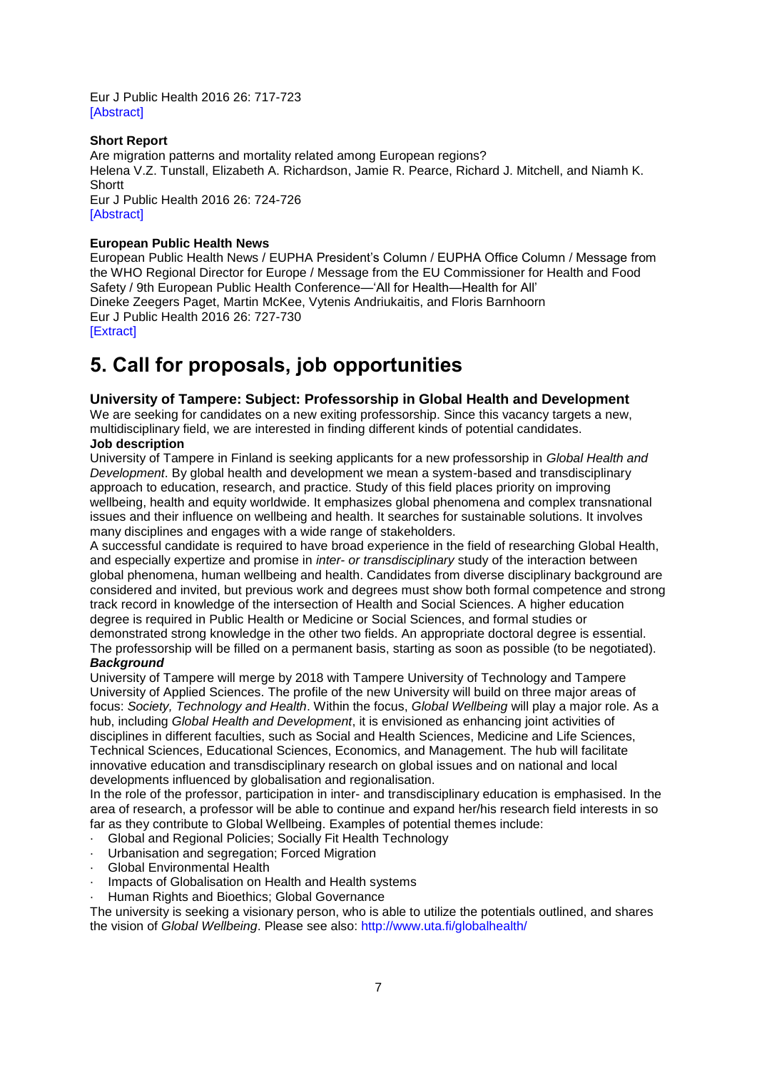Eur J Public Health 2016 26: 717-723
[Abstract]

**Short Report**
Are migration patterns and mortality related among European regions?
Helena V.Z. Tunstall, Elizabeth A. Richardson, Jamie R. Pearce, Richard J. Mitchell, and Niamh K. Shortt
Eur J Public Health 2016 26: 724-726
[Abstract]

**European Public Health News**
European Public Health News / EUPHA President's Column / EUPHA Office Column / Message from the WHO Regional Director for Europe / Message from the EU Commissioner for Health and Food Safety / 9th European Public Health Conference—'All for Health—Health for All'
Dineke Zeegers Paget, Martin McKee, Vytenis Andriukaitis, and Floris Barnhoorn
Eur J Public Health 2016 26: 727-730
[Extract]

# 5. Call for proposals, job opportunities

### University of Tampere: Subject: Professorship in Global Health and Development

We are seeking for candidates on a new exiting professorship. Since this vacancy targets a new, multidisciplinary field, we are interested in finding different kinds of potential candidates.

**Job description**

University of Tampere in Finland is seeking applicants for a new professorship in *Global Health and Development*. By global health and development we mean a system-based and transdisciplinary approach to education, research, and practice. Study of this field places priority on improving wellbeing, health and equity worldwide. It emphasizes global phenomena and complex transnational issues and their influence on wellbeing and health. It searches for sustainable solutions. It involves many disciplines and engages with a wide range of stakeholders.

A successful candidate is required to have broad experience in the field of researching Global Health, and especially expertize and promise in *inter- or transdisciplinary* study of the interaction between global phenomena, human wellbeing and health. Candidates from diverse disciplinary background are considered and invited, but previous work and degrees must show both formal competence and strong track record in knowledge of the intersection of Health and Social Sciences. A higher education degree is required in Public Health or Medicine or Social Sciences, and formal studies or demonstrated strong knowledge in the other two fields. An appropriate doctoral degree is essential. The professorship will be filled on a permanent basis, starting as soon as possible (to be negotiated).

***Background***

University of Tampere will merge by 2018 with Tampere University of Technology and Tampere University of Applied Sciences. The profile of the new University will build on three major areas of focus: *Society, Technology and Health*. Within the focus, *Global Wellbeing* will play a major role. As a hub, including *Global Health and Development*, it is envisioned as enhancing joint activities of disciplines in different faculties, such as Social and Health Sciences, Medicine and Life Sciences, Technical Sciences, Educational Sciences, Economics, and Management. The hub will facilitate innovative education and transdisciplinary research on global issues and on national and local developments influenced by globalisation and regionalisation.

In the role of the professor, participation in inter- and transdisciplinary education is emphasised. In the area of research, a professor will be able to continue and expand her/his research field interests in so far as they contribute to Global Wellbeing. Examples of potential themes include:

- Global and Regional Policies; Socially Fit Health Technology
- Urbanisation and segregation; Forced Migration
- Global Environmental Health
- Impacts of Globalisation on Health and Health systems
- Human Rights and Bioethics; Global Governance

The university is seeking a visionary person, who is able to utilize the potentials outlined, and shares the vision of *Global Wellbeing*. Please see also: http://www.uta.fi/globalhealth/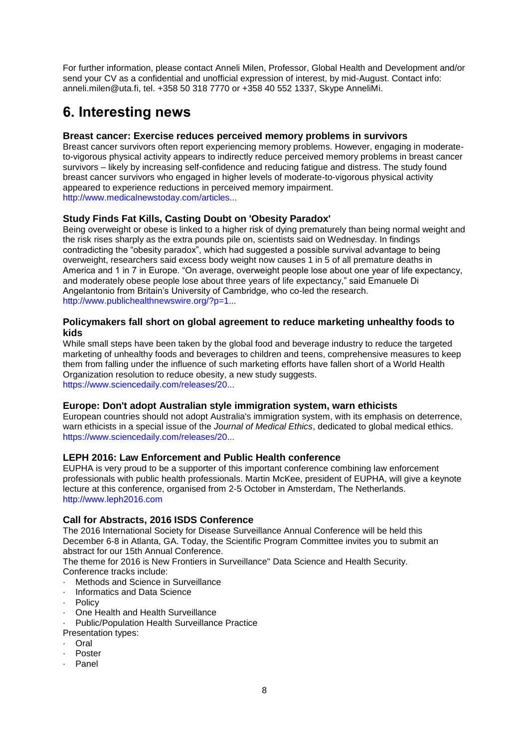For further information, please contact Anneli Milen, Professor, Global Health and Development and/or send your CV as a confidential and unofficial expression of interest, by mid-August. Contact info: anneli.milen@uta.fi, tel. +358 50 318 7770 or +358 40 552 1337, Skype AnneliMi.

# 6. Interesting news

### Breast cancer: Exercise reduces perceived memory problems in survivors

Breast cancer survivors often report experiencing memory problems. However, engaging in moderate-to-vigorous physical activity appears to indirectly reduce perceived memory problems in breast cancer survivors – likely by increasing self-confidence and reducing fatigue and distress. The study found breast cancer survivors who engaged in higher levels of moderate-to-vigorous physical activity appeared to experience reductions in perceived memory impairment.
http://www.medicalnewstoday.com/articles...

### Study Finds Fat Kills, Casting Doubt on 'Obesity Paradox'

Being overweight or obese is linked to a higher risk of dying prematurely than being normal weight and the risk rises sharply as the extra pounds pile on, scientists said on Wednesday. In findings contradicting the "obesity paradox", which had suggested a possible survival advantage to being overweight, researchers said excess body weight now causes 1 in 5 of all premature deaths in America and 1 in 7 in Europe. "On average, overweight people lose about one year of life expectancy, and moderately obese people lose about three years of life expectancy," said Emanuele Di Angelantonio from Britain's University of Cambridge, who co-led the research.
http://www.publichealthnewswire.org/?p=1...

### Policymakers fall short on global agreement to reduce marketing unhealthy foods to kids

While small steps have been taken by the global food and beverage industry to reduce the targeted marketing of unhealthy foods and beverages to children and teens, comprehensive measures to keep them from falling under the influence of such marketing efforts have fallen short of a World Health Organization resolution to reduce obesity, a new study suggests.
https://www.sciencedaily.com/releases/20...

### Europe: Don't adopt Australian style immigration system, warn ethicists

European countries should not adopt Australia's immigration system, with its emphasis on deterrence, warn ethicists in a special issue of the *Journal of Medical Ethics*, dedicated to global medical ethics.
https://www.sciencedaily.com/releases/20...

### LEPH 2016: Law Enforcement and Public Health conference

EUPHA is very proud to be a supporter of this important conference combining law enforcement professionals with public health professionals. Martin McKee, president of EUPHA, will give a keynote lecture at this conference, organised from 2-5 October in Amsterdam, The Netherlands.
http://www.leph2016.com

### Call for Abstracts, 2016 ISDS Conference

The 2016 International Society for Disease Surveillance Annual Conference will be held this December 6-8 in Atlanta, GA. Today, the Scientific Program Committee invites you to submit an abstract for our 15th Annual Conference.
The theme for 2016 is New Frontiers in Surveillance" Data Science and Health Security.
Conference tracks include:

- Methods and Science in Surveillance
- Informatics and Data Science
- Policy
- One Health and Health Surveillance
- Public/Population Health Surveillance Practice

Presentation types:

- Oral
- Poster
- Panel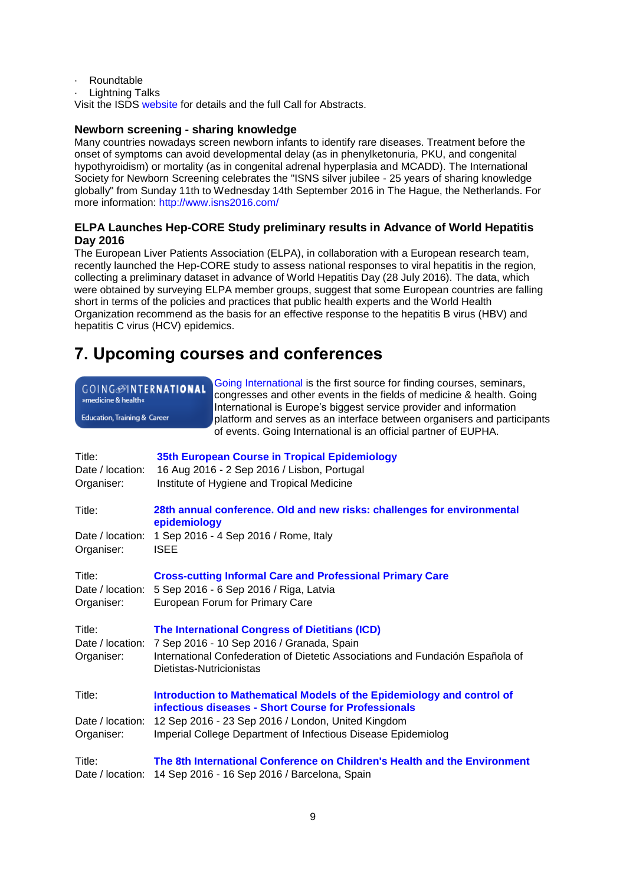- Roundtable
- Lightning Talks

Visit the ISDS website for details and the full Call for Abstracts.

### Newborn screening - sharing knowledge

Many countries nowadays screen newborn infants to identify rare diseases. Treatment before the onset of symptoms can avoid developmental delay (as in phenylketonuria, PKU, and congenital hypothyroidism) or mortality (as in congenital adrenal hyperplasia and MCADD). The International Society for Newborn Screening celebrates the "ISNS silver jubilee - 25 years of sharing knowledge globally" from Sunday 11th to Wednesday 14th September 2016 in The Hague, the Netherlands. For more information: http://www.isns2016.com/

### ELPA Launches Hep-CORE Study preliminary results in Advance of World Hepatitis Day 2016

The European Liver Patients Association (ELPA), in collaboration with a European research team, recently launched the Hep-CORE study to assess national responses to viral hepatitis in the region, collecting a preliminary dataset in advance of World Hepatitis Day (28 July 2016). The data, which were obtained by surveying ELPA member groups, suggest that some European countries are falling short in terms of the policies and practices that public health experts and the World Health Organization recommend as the basis for an effective response to the hepatitis B virus (HBV) and hepatitis C virus (HCV) epidemics.

# 7. Upcoming courses and conferences

GOING INTERNATIONAL »medicine & health« Education, Training & Career

Going International is the first source for finding courses, seminars, congresses and other events in the fields of medicine & health. Going International is Europe's biggest service provider and information platform and serves as an interface between organisers and participants of events. Going International is an official partner of EUPHA.

Title: **35th European Course in Tropical Epidemiology**
Date / location: 16 Aug 2016 - 2 Sep 2016 / Lisbon, Portugal
Organiser: Institute of Hygiene and Tropical Medicine

Title: **28th annual conference. Old and new risks: challenges for environmental epidemiology**
Date / location: 1 Sep 2016 - 4 Sep 2016 / Rome, Italy
Organiser: ISEE

Title: **Cross-cutting Informal Care and Professional Primary Care**
Date / location: 5 Sep 2016 - 6 Sep 2016 / Riga, Latvia
Organiser: European Forum for Primary Care

Title: **The International Congress of Dietitians (ICD)**
Date / location: 7 Sep 2016 - 10 Sep 2016 / Granada, Spain
Organiser: International Confederation of Dietetic Associations and Fundación Española of Dietistas-Nutricionistas

Title: **Introduction to Mathematical Models of the Epidemiology and control of infectious diseases - Short Course for Professionals**
Date / location: 12 Sep 2016 - 23 Sep 2016 / London, United Kingdom
Organiser: Imperial College Department of Infectious Disease Epidemiolog

Title: **The 8th International Conference on Children's Health and the Environment**
Date / location: 14 Sep 2016 - 16 Sep 2016 / Barcelona, Spain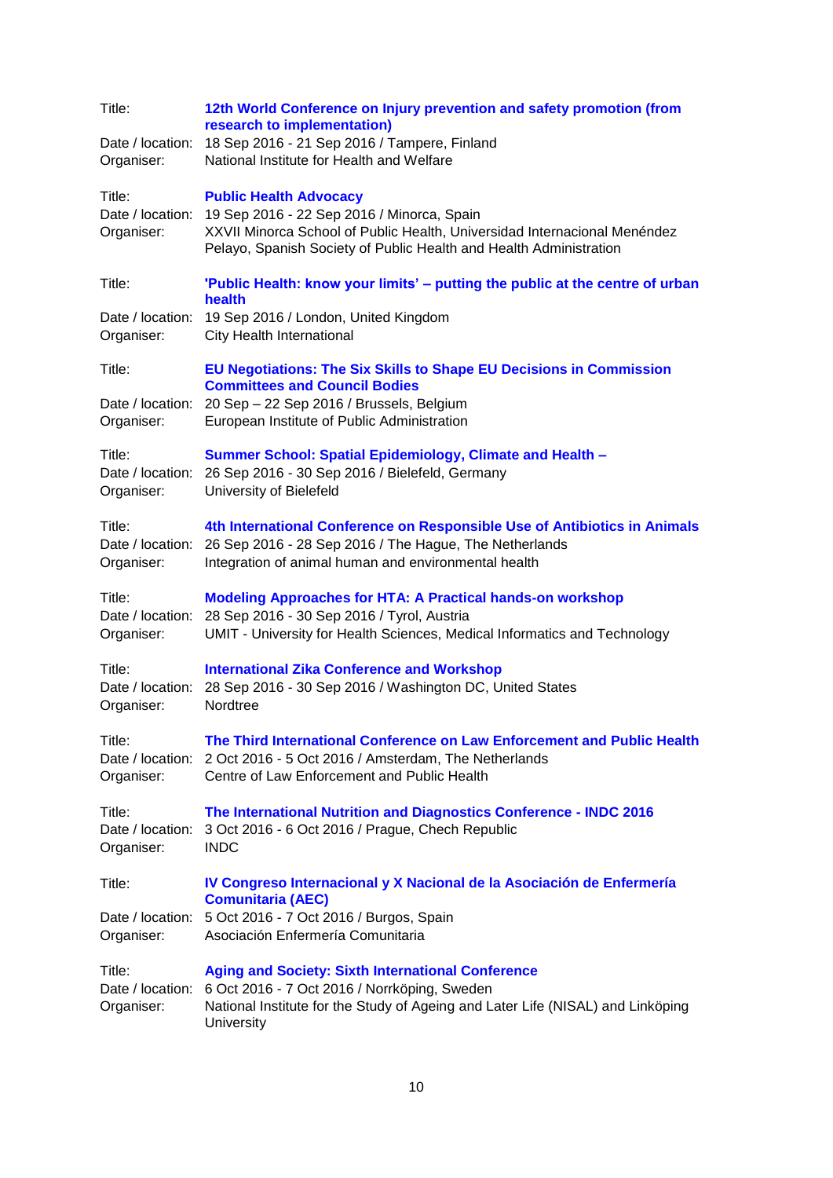Title: **12th World Conference on Injury prevention and safety promotion (from research to implementation)**
Date / location: 18 Sep 2016 - 21 Sep 2016 / Tampere, Finland
Organiser: National Institute for Health and Welfare

Title: **Public Health Advocacy**
Date / location: 19 Sep 2016 - 22 Sep 2016 / Minorca, Spain
Organiser: XXVII Minorca School of Public Health, Universidad Internacional Menéndez Pelayo, Spanish Society of Public Health and Health Administration

Title: **'Public Health: know your limits' – putting the public at the centre of urban health**
Date / location: 19 Sep 2016 / London, United Kingdom
Organiser: City Health International

Title: **EU Negotiations: The Six Skills to Shape EU Decisions in Commission Committees and Council Bodies**
Date / location: 20 Sep – 22 Sep 2016 / Brussels, Belgium
Organiser: European Institute of Public Administration

Title: **Summer School: Spatial Epidemiology, Climate and Health –**
Date / location: 26 Sep 2016 - 30 Sep 2016 / Bielefeld, Germany
Organiser: University of Bielefeld

Title: **4th International Conference on Responsible Use of Antibiotics in Animals**
Date / location: 26 Sep 2016 - 28 Sep 2016 / The Hague, The Netherlands
Organiser: Integration of animal human and environmental health

Title: **Modeling Approaches for HTA: A Practical hands-on workshop**
Date / location: 28 Sep 2016 - 30 Sep 2016 / Tyrol, Austria
Organiser: UMIT - University for Health Sciences, Medical Informatics and Technology

Title: **International Zika Conference and Workshop**
Date / location: 28 Sep 2016 - 30 Sep 2016 / Washington DC, United States
Organiser: Nordtree

Title: **The Third International Conference on Law Enforcement and Public Health**
Date / location: 2 Oct 2016 - 5 Oct 2016 / Amsterdam, The Netherlands
Organiser: Centre of Law Enforcement and Public Health

Title: **The International Nutrition and Diagnostics Conference - INDC 2016**
Date / location: 3 Oct 2016 - 6 Oct 2016 / Prague, Chech Republic
Organiser: INDC

Title: **IV Congreso Internacional y X Nacional de la Asociación de Enfermería Comunitaria (AEC)**
Date / location: 5 Oct 2016 - 7 Oct 2016 / Burgos, Spain
Organiser: Asociación Enfermería Comunitaria

Title: **Aging and Society: Sixth International Conference**
Date / location: 6 Oct 2016 - 7 Oct 2016 / Norrköping, Sweden
Organiser: National Institute for the Study of Ageing and Later Life (NISAL) and Linköping University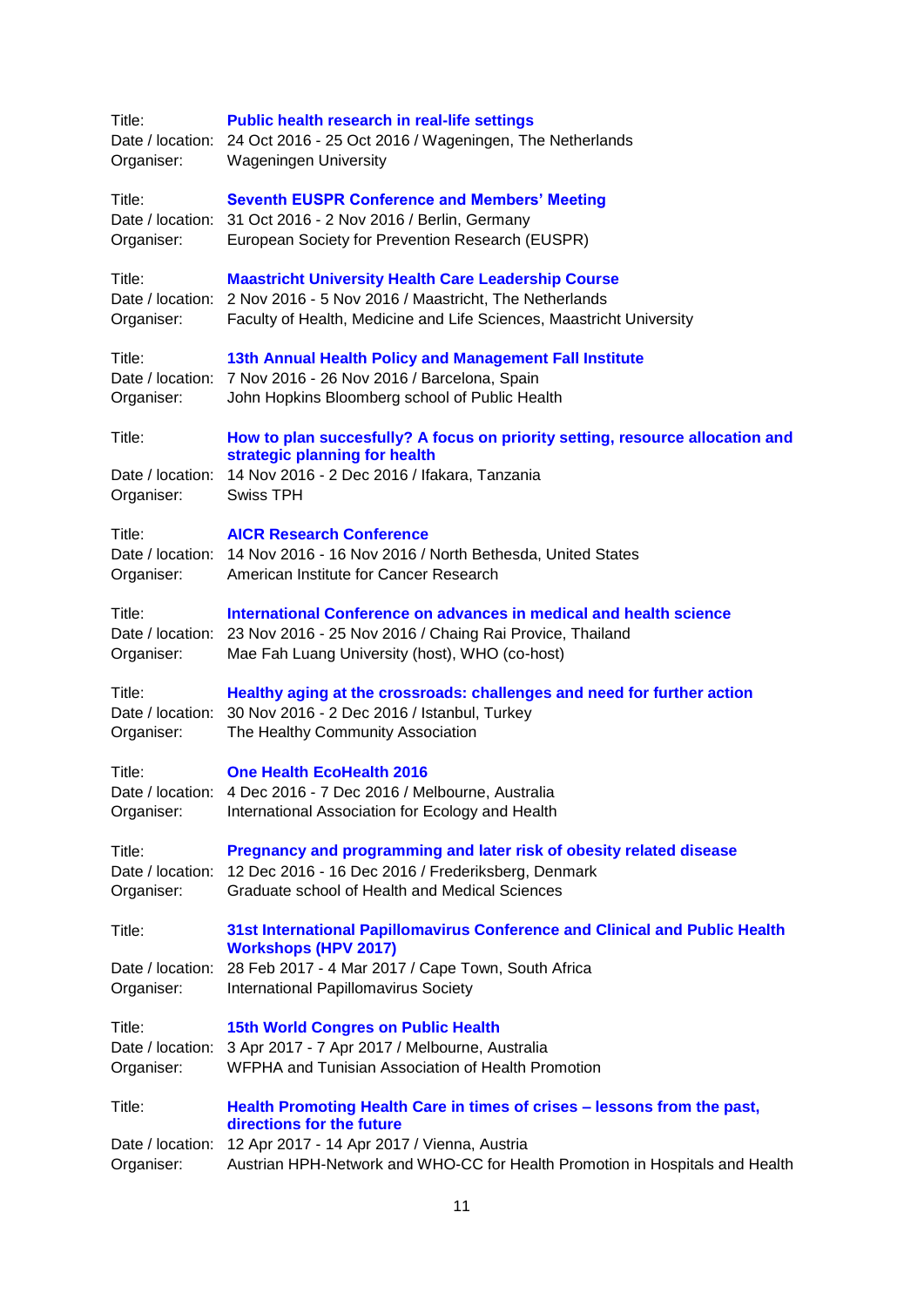Title: **Public health research in real-life settings**
Date / location: 24 Oct 2016 - 25 Oct 2016 / Wageningen, The Netherlands
Organiser: Wageningen University

Title: **Seventh EUSPR Conference and Members' Meeting**
Date / location: 31 Oct 2016 - 2 Nov 2016 / Berlin, Germany
Organiser: European Society for Prevention Research (EUSPR)

Title: **Maastricht University Health Care Leadership Course**
Date / location: 2 Nov 2016 - 5 Nov 2016 / Maastricht, The Netherlands
Organiser: Faculty of Health, Medicine and Life Sciences, Maastricht University

Title: **13th Annual Health Policy and Management Fall Institute**
Date / location: 7 Nov 2016 - 26 Nov 2016 / Barcelona, Spain
Organiser: John Hopkins Bloomberg school of Public Health

Title: **How to plan succesfully? A focus on priority setting, resource allocation and strategic planning for health**
Date / location: 14 Nov 2016 - 2 Dec 2016 / Ifakara, Tanzania
Organiser: Swiss TPH

Title: **AICR Research Conference**
Date / location: 14 Nov 2016 - 16 Nov 2016 / North Bethesda, United States
Organiser: American Institute for Cancer Research

Title: **International Conference on advances in medical and health science**
Date / location: 23 Nov 2016 - 25 Nov 2016 / Chaing Rai Provice, Thailand
Organiser: Mae Fah Luang University (host), WHO (co-host)

Title: **Healthy aging at the crossroads: challenges and need for further action**
Date / location: 30 Nov 2016 - 2 Dec 2016 / Istanbul, Turkey
Organiser: The Healthy Community Association

Title: **One Health EcoHealth 2016**
Date / location: 4 Dec 2016 - 7 Dec 2016 / Melbourne, Australia
Organiser: International Association for Ecology and Health

Title: **Pregnancy and programming and later risk of obesity related disease**
Date / location: 12 Dec 2016 - 16 Dec 2016 / Frederiksberg, Denmark
Organiser: Graduate school of Health and Medical Sciences

Title: **31st International Papillomavirus Conference and Clinical and Public Health Workshops (HPV 2017)**
Date / location: 28 Feb 2017 - 4 Mar 2017 / Cape Town, South Africa
Organiser: International Papillomavirus Society

Title: **15th World Congres on Public Health**
Date / location: 3 Apr 2017 - 7 Apr 2017 / Melbourne, Australia
Organiser: WFPHA and Tunisian Association of Health Promotion

Title: **Health Promoting Health Care in times of crises – lessons from the past, directions for the future**
Date / location: 12 Apr 2017 - 14 Apr 2017 / Vienna, Austria
Organiser: Austrian HPH-Network and WHO-CC for Health Promotion in Hospitals and Health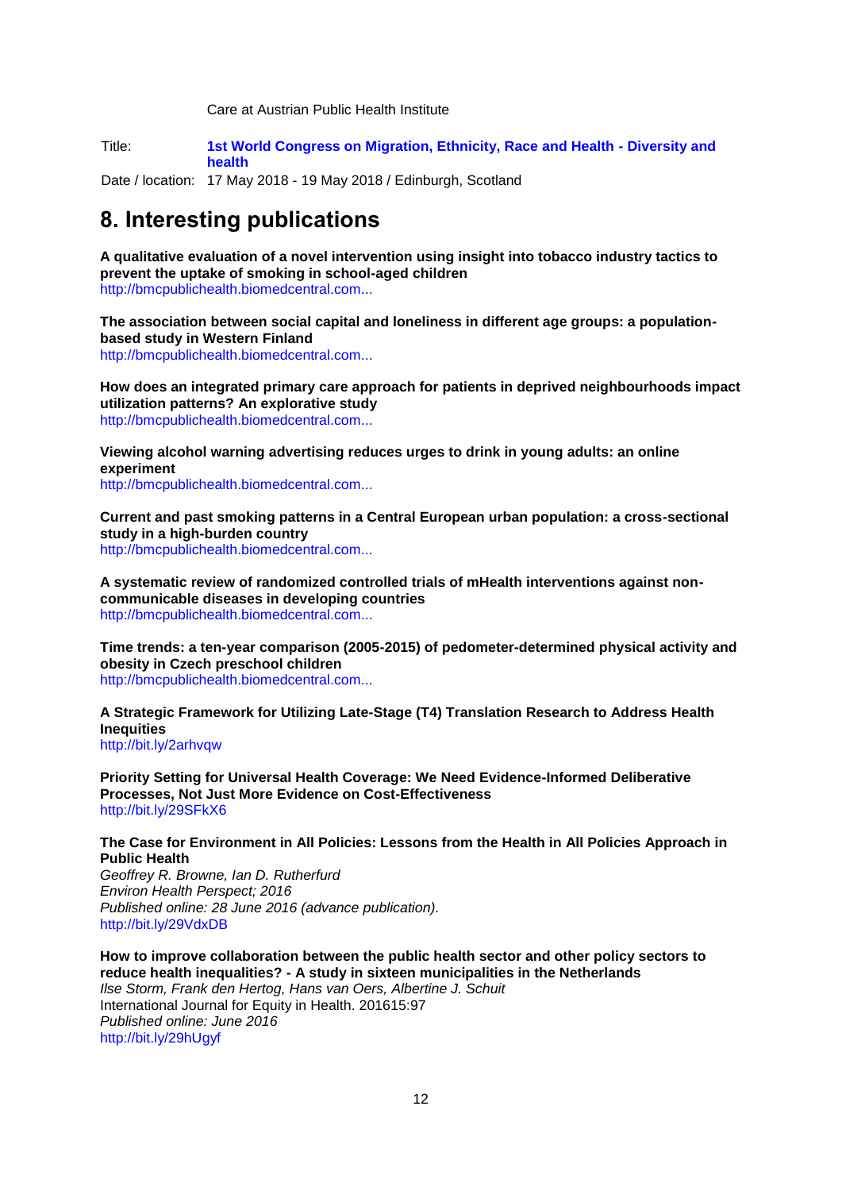Care at Austrian Public Health Institute

Title: **1st World Congress on Migration, Ethnicity, Race and Health - Diversity and health**

Date / location: 17 May 2018 - 19 May 2018 / Edinburgh, Scotland

# 8. Interesting publications

**A qualitative evaluation of a novel intervention using insight into tobacco industry tactics to prevent the uptake of smoking in school-aged children**
http://bmcpublichealth.biomedcentral.com...

**The association between social capital and loneliness in different age groups: a population-based study in Western Finland**
http://bmcpublichealth.biomedcentral.com...

**How does an integrated primary care approach for patients in deprived neighbourhoods impact utilization patterns? An explorative study**
http://bmcpublichealth.biomedcentral.com...

**Viewing alcohol warning advertising reduces urges to drink in young adults: an online experiment**
http://bmcpublichealth.biomedcentral.com...

**Current and past smoking patterns in a Central European urban population: a cross-sectional study in a high-burden country**
http://bmcpublichealth.biomedcentral.com...

**A systematic review of randomized controlled trials of mHealth interventions against non-communicable diseases in developing countries**
http://bmcpublichealth.biomedcentral.com...

**Time trends: a ten-year comparison (2005-2015) of pedometer-determined physical activity and obesity in Czech preschool children**
http://bmcpublichealth.biomedcentral.com...

**A Strategic Framework for Utilizing Late-Stage (T4) Translation Research to Address Health Inequities**
http://bit.ly/2arhvqw

**Priority Setting for Universal Health Coverage: We Need Evidence-Informed Deliberative Processes, Not Just More Evidence on Cost-Effectiveness**
http://bit.ly/29SFkX6

**The Case for Environment in All Policies: Lessons from the Health in All Policies Approach in Public Health**
*Geoffrey R. Browne, Ian D. Rutherfurd*
*Environ Health Perspect; 2016*
*Published online: 28 June 2016 (advance publication).*
http://bit.ly/29VdxDB

**How to improve collaboration between the public health sector and other policy sectors to reduce health inequalities? - A study in sixteen municipalities in the Netherlands**
*Ilse Storm, Frank den Hertog, Hans van Oers, Albertine J. Schuit*
International Journal for Equity in Health. 201615:97
*Published online: June 2016*
http://bit.ly/29hUgyf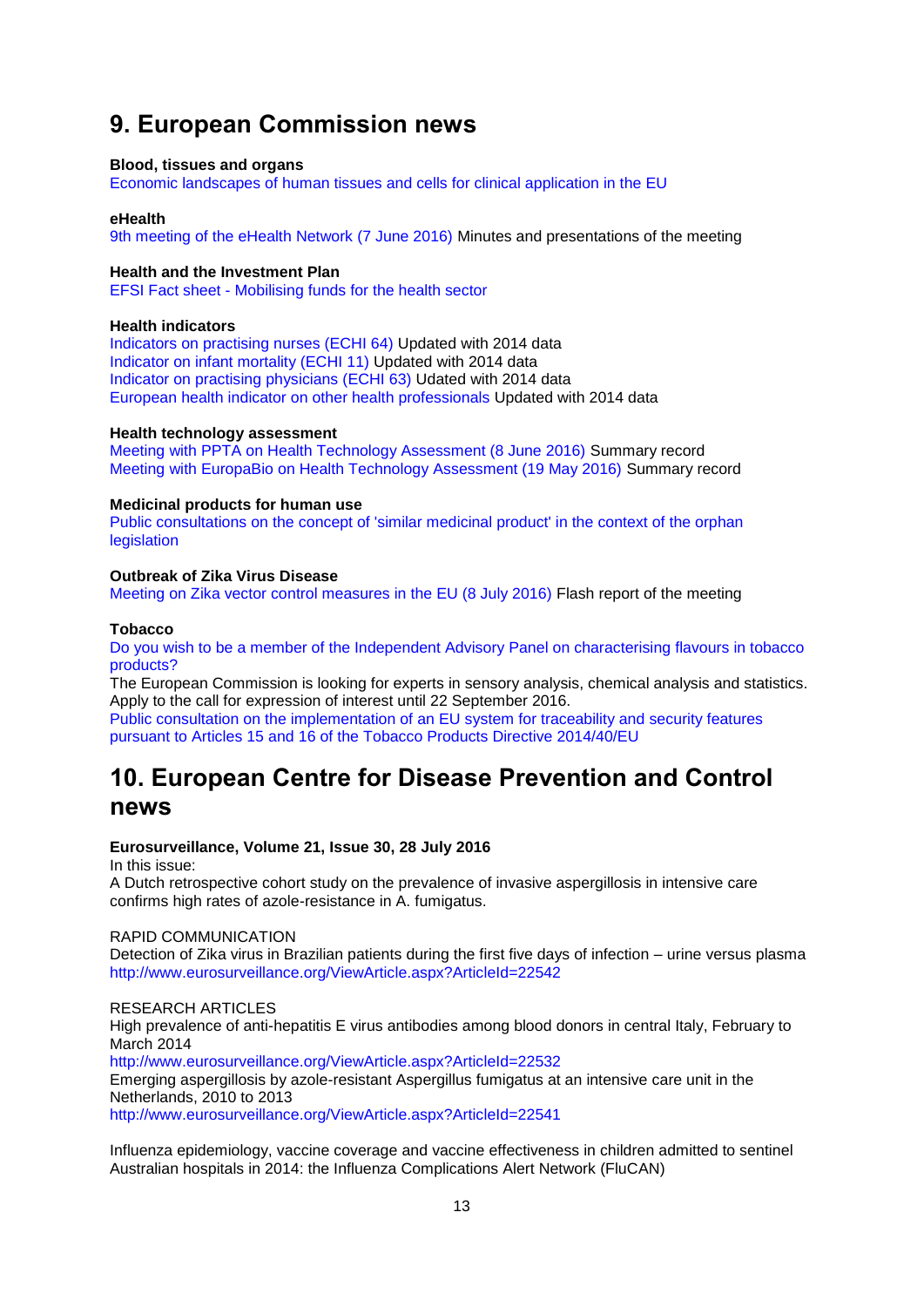# 9. European Commission news

**Blood, tissues and organs**
Economic landscapes of human tissues and cells for clinical application in the EU

**eHealth**
9th meeting of the eHealth Network (7 June 2016) Minutes and presentations of the meeting

**Health and the Investment Plan**
EFSI Fact sheet - Mobilising funds for the health sector

**Health indicators**
Indicators on practising nurses (ECHI 64) Updated with 2014 data
Indicator on infant mortality (ECHI 11) Updated with 2014 data
Indicator on practising physicians (ECHI 63) Udated with 2014 data
European health indicator on other health professionals Updated with 2014 data

**Health technology assessment**
Meeting with PPTA on Health Technology Assessment (8 June 2016) Summary record
Meeting with EuropaBio on Health Technology Assessment (19 May 2016) Summary record

**Medicinal products for human use**
Public consultations on the concept of 'similar medicinal product' in the context of the orphan legislation

**Outbreak of Zika Virus Disease**
Meeting on Zika vector control measures in the EU (8 July 2016) Flash report of the meeting

**Tobacco**
Do you wish to be a member of the Independent Advisory Panel on characterising flavours in tobacco products?
The European Commission is looking for experts in sensory analysis, chemical analysis and statistics. Apply to the call for expression of interest until 22 September 2016.
Public consultation on the implementation of an EU system for traceability and security features pursuant to Articles 15 and 16 of the Tobacco Products Directive 2014/40/EU

# 10. European Centre for Disease Prevention and Control news

**Eurosurveillance, Volume 21, Issue 30, 28 July 2016**
In this issue:
A Dutch retrospective cohort study on the prevalence of invasive aspergillosis in intensive care confirms high rates of azole-resistance in A. fumigatus.

RAPID COMMUNICATION
Detection of Zika virus in Brazilian patients during the first five days of infection – urine versus plasma
http://www.eurosurveillance.org/ViewArticle.aspx?ArticleId=22542

RESEARCH ARTICLES
High prevalence of anti-hepatitis E virus antibodies among blood donors in central Italy, February to March 2014
http://www.eurosurveillance.org/ViewArticle.aspx?ArticleId=22532
Emerging aspergillosis by azole-resistant Aspergillus fumigatus at an intensive care unit in the Netherlands, 2010 to 2013
http://www.eurosurveillance.org/ViewArticle.aspx?ArticleId=22541

Influenza epidemiology, vaccine coverage and vaccine effectiveness in children admitted to sentinel Australian hospitals in 2014: the Influenza Complications Alert Network (FluCAN)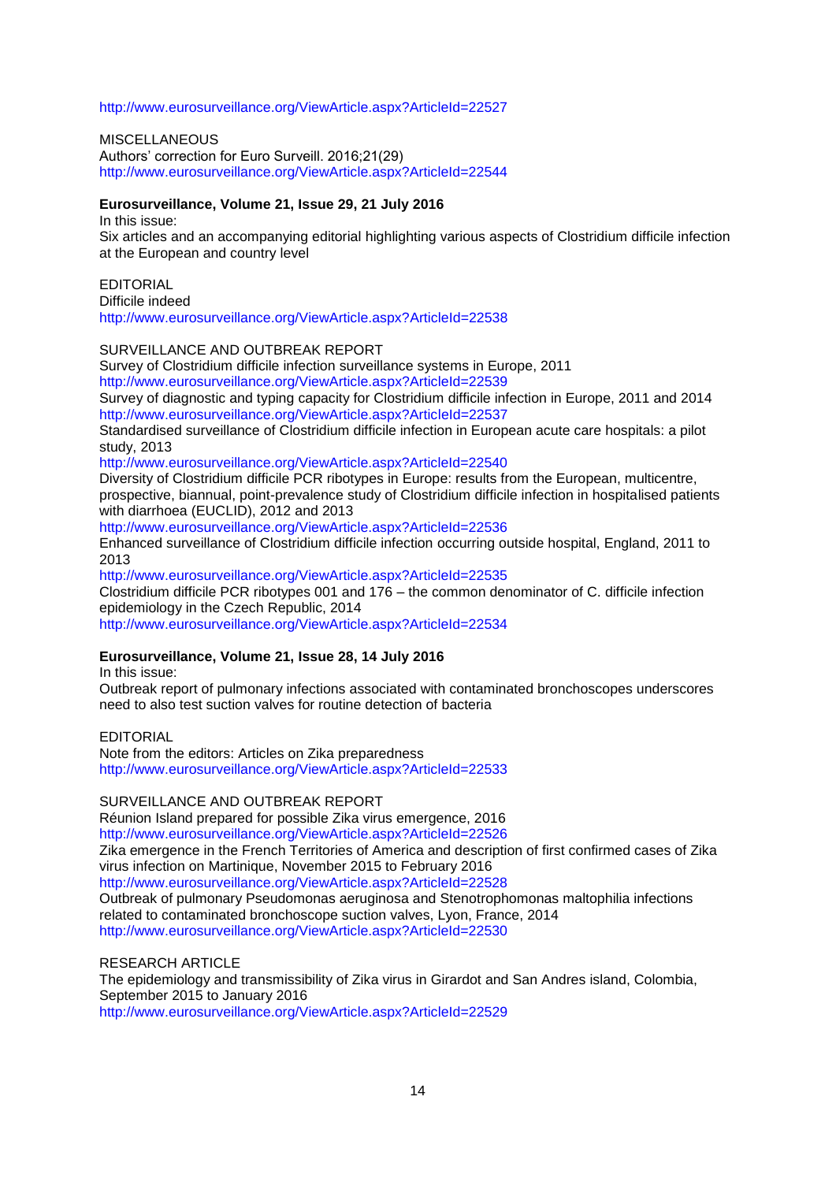http://www.eurosurveillance.org/ViewArticle.aspx?ArticleId=22527

MISCELLANEOUS
Authors' correction for Euro Surveill. 2016;21(29)
http://www.eurosurveillance.org/ViewArticle.aspx?ArticleId=22544

**Eurosurveillance, Volume 21, Issue 29, 21 July 2016**

In this issue:
Six articles and an accompanying editorial highlighting various aspects of Clostridium difficile infection at the European and country level

EDITORIAL
Difficile indeed
http://www.eurosurveillance.org/ViewArticle.aspx?ArticleId=22538

SURVEILLANCE AND OUTBREAK REPORT
Survey of Clostridium difficile infection surveillance systems in Europe, 2011
http://www.eurosurveillance.org/ViewArticle.aspx?ArticleId=22539
Survey of diagnostic and typing capacity for Clostridium difficile infection in Europe, 2011 and 2014
http://www.eurosurveillance.org/ViewArticle.aspx?ArticleId=22537
Standardised surveillance of Clostridium difficile infection in European acute care hospitals: a pilot study, 2013
http://www.eurosurveillance.org/ViewArticle.aspx?ArticleId=22540
Diversity of Clostridium difficile PCR ribotypes in Europe: results from the European, multicentre, prospective, biannual, point-prevalence study of Clostridium difficile infection in hospitalised patients with diarrhoea (EUCLID), 2012 and 2013
http://www.eurosurveillance.org/ViewArticle.aspx?ArticleId=22536
Enhanced surveillance of Clostridium difficile infection occurring outside hospital, England, 2011 to 2013
http://www.eurosurveillance.org/ViewArticle.aspx?ArticleId=22535
Clostridium difficile PCR ribotypes 001 and 176 – the common denominator of C. difficile infection epidemiology in the Czech Republic, 2014
http://www.eurosurveillance.org/ViewArticle.aspx?ArticleId=22534

**Eurosurveillance, Volume 21, Issue 28, 14 July 2016**

In this issue:
Outbreak report of pulmonary infections associated with contaminated bronchoscopes underscores need to also test suction valves for routine detection of bacteria

EDITORIAL
Note from the editors: Articles on Zika preparedness
http://www.eurosurveillance.org/ViewArticle.aspx?ArticleId=22533

SURVEILLANCE AND OUTBREAK REPORT
Réunion Island prepared for possible Zika virus emergence, 2016
http://www.eurosurveillance.org/ViewArticle.aspx?ArticleId=22526
Zika emergence in the French Territories of America and description of first confirmed cases of Zika virus infection on Martinique, November 2015 to February 2016
http://www.eurosurveillance.org/ViewArticle.aspx?ArticleId=22528
Outbreak of pulmonary Pseudomonas aeruginosa and Stenotrophomonas maltophilia infections related to contaminated bronchoscope suction valves, Lyon, France, 2014
http://www.eurosurveillance.org/ViewArticle.aspx?ArticleId=22530

RESEARCH ARTICLE
The epidemiology and transmissibility of Zika virus in Girardot and San Andres island, Colombia, September 2015 to January 2016
http://www.eurosurveillance.org/ViewArticle.aspx?ArticleId=22529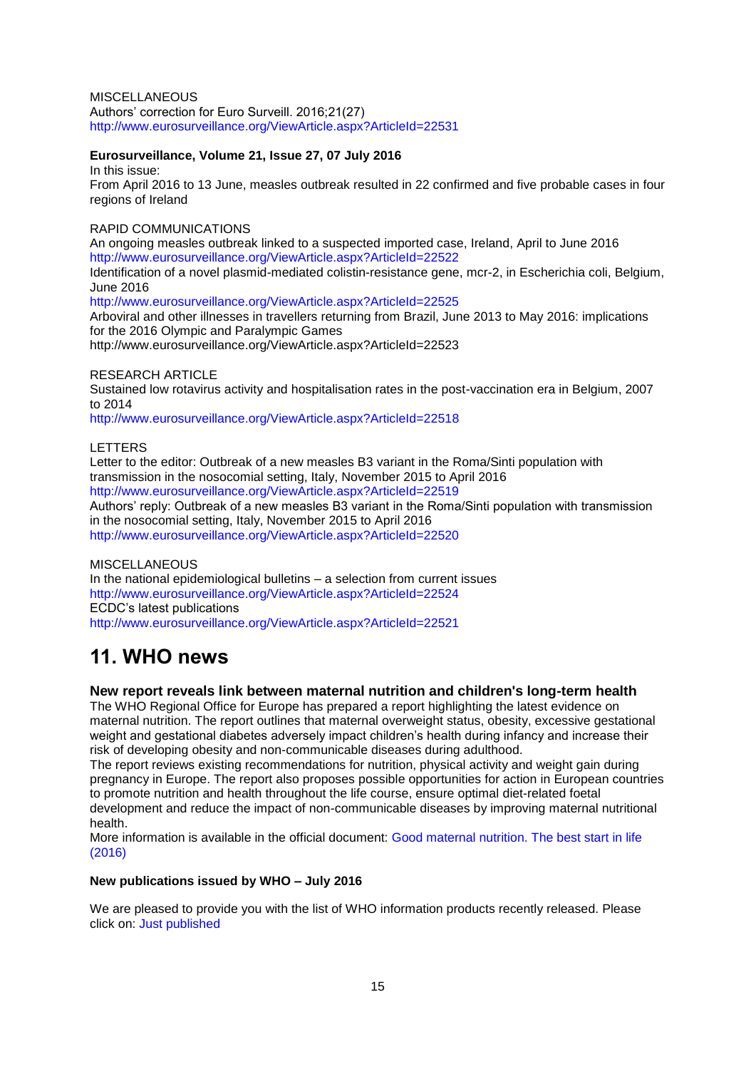MISCELLANEOUS
Authors' correction for Euro Surveill. 2016;21(27)
http://www.eurosurveillance.org/ViewArticle.aspx?ArticleId=22531

**Eurosurveillance, Volume 21, Issue 27, 07 July 2016**

In this issue:
From April 2016 to 13 June, measles outbreak resulted in 22 confirmed and five probable cases in four regions of Ireland

RAPID COMMUNICATIONS
An ongoing measles outbreak linked to a suspected imported case, Ireland, April to June 2016
http://www.eurosurveillance.org/ViewArticle.aspx?ArticleId=22522
Identification of a novel plasmid-mediated colistin-resistance gene, mcr-2, in Escherichia coli, Belgium, June 2016
http://www.eurosurveillance.org/ViewArticle.aspx?ArticleId=22525
Arboviral and other illnesses in travellers returning from Brazil, June 2013 to May 2016: implications for the 2016 Olympic and Paralympic Games
http://www.eurosurveillance.org/ViewArticle.aspx?ArticleId=22523

RESEARCH ARTICLE
Sustained low rotavirus activity and hospitalisation rates in the post-vaccination era in Belgium, 2007 to 2014
http://www.eurosurveillance.org/ViewArticle.aspx?ArticleId=22518

LETTERS
Letter to the editor: Outbreak of a new measles B3 variant in the Roma/Sinti population with transmission in the nosocomial setting, Italy, November 2015 to April 2016
http://www.eurosurveillance.org/ViewArticle.aspx?ArticleId=22519
Authors' reply: Outbreak of a new measles B3 variant in the Roma/Sinti population with transmission in the nosocomial setting, Italy, November 2015 to April 2016
http://www.eurosurveillance.org/ViewArticle.aspx?ArticleId=22520

MISCELLANEOUS
In the national epidemiological bulletins – a selection from current issues
http://www.eurosurveillance.org/ViewArticle.aspx?ArticleId=22524
ECDC's latest publications
http://www.eurosurveillance.org/ViewArticle.aspx?ArticleId=22521

# 11. WHO news

### New report reveals link between maternal nutrition and children's long-term health

The WHO Regional Office for Europe has prepared a report highlighting the latest evidence on maternal nutrition. The report outlines that maternal overweight status, obesity, excessive gestational weight and gestational diabetes adversely impact children's health during infancy and increase their risk of developing obesity and non-communicable diseases during adulthood.
The report reviews existing recommendations for nutrition, physical activity and weight gain during pregnancy in Europe. The report also proposes possible opportunities for action in European countries to promote nutrition and health throughout the life course, ensure optimal diet-related foetal development and reduce the impact of non-communicable diseases by improving maternal nutritional health.
More information is available in the official document: Good maternal nutrition. The best start in life (2016)

**New publications issued by WHO – July 2016**

We are pleased to provide you with the list of WHO information products recently released. Please click on: Just published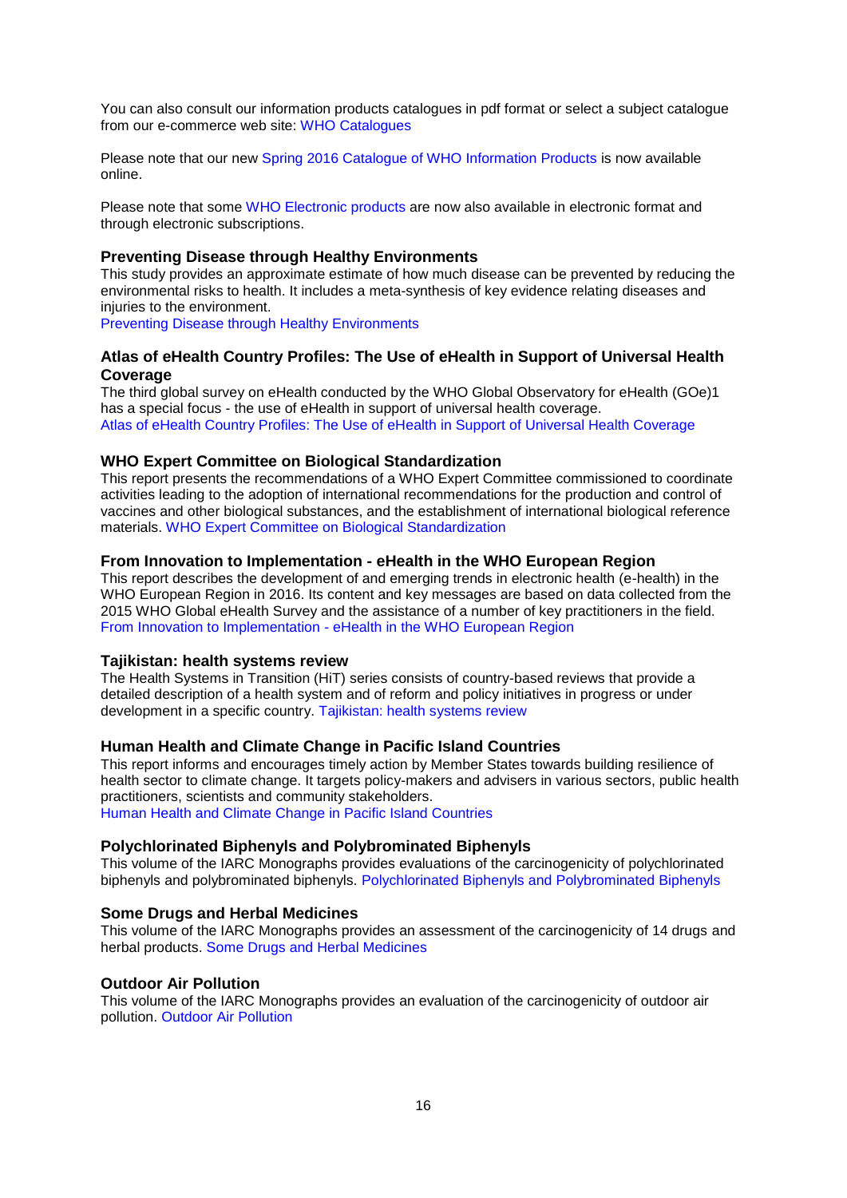You can also consult our information products catalogues in pdf format or select a subject catalogue from our e-commerce web site: WHO Catalogues

Please note that our new Spring 2016 Catalogue of WHO Information Products is now available online.

Please note that some WHO Electronic products are now also available in electronic format and through electronic subscriptions.

### Preventing Disease through Healthy Environments

This study provides an approximate estimate of how much disease can be prevented by reducing the environmental risks to health. It includes a meta-synthesis of key evidence relating diseases and injuries to the environment.
Preventing Disease through Healthy Environments

### Atlas of eHealth Country Profiles: The Use of eHealth in Support of Universal Health Coverage

The third global survey on eHealth conducted by the WHO Global Observatory for eHealth (GOe)1 has a special focus - the use of eHealth in support of universal health coverage.
Atlas of eHealth Country Profiles: The Use of eHealth in Support of Universal Health Coverage

### WHO Expert Committee on Biological Standardization

This report presents the recommendations of a WHO Expert Committee commissioned to coordinate activities leading to the adoption of international recommendations for the production and control of vaccines and other biological substances, and the establishment of international biological reference materials. WHO Expert Committee on Biological Standardization

### From Innovation to Implementation - eHealth in the WHO European Region

This report describes the development of and emerging trends in electronic health (e-health) in the WHO European Region in 2016. Its content and key messages are based on data collected from the 2015 WHO Global eHealth Survey and the assistance of a number of key practitioners in the field.
From Innovation to Implementation - eHealth in the WHO European Region

### Tajikistan: health systems review

The Health Systems in Transition (HiT) series consists of country-based reviews that provide a detailed description of a health system and of reform and policy initiatives in progress or under development in a specific country. Tajikistan: health systems review

### Human Health and Climate Change in Pacific Island Countries

This report informs and encourages timely action by Member States towards building resilience of health sector to climate change. It targets policy-makers and advisers in various sectors, public health practitioners, scientists and community stakeholders.
Human Health and Climate Change in Pacific Island Countries

### Polychlorinated Biphenyls and Polybrominated Biphenyls

This volume of the IARC Monographs provides evaluations of the carcinogenicity of polychlorinated biphenyls and polybrominated biphenyls. Polychlorinated Biphenyls and Polybrominated Biphenyls

### Some Drugs and Herbal Medicines

This volume of the IARC Monographs provides an assessment of the carcinogenicity of 14 drugs and herbal products. Some Drugs and Herbal Medicines

### Outdoor Air Pollution

This volume of the IARC Monographs provides an evaluation of the carcinogenicity of outdoor air pollution. Outdoor Air Pollution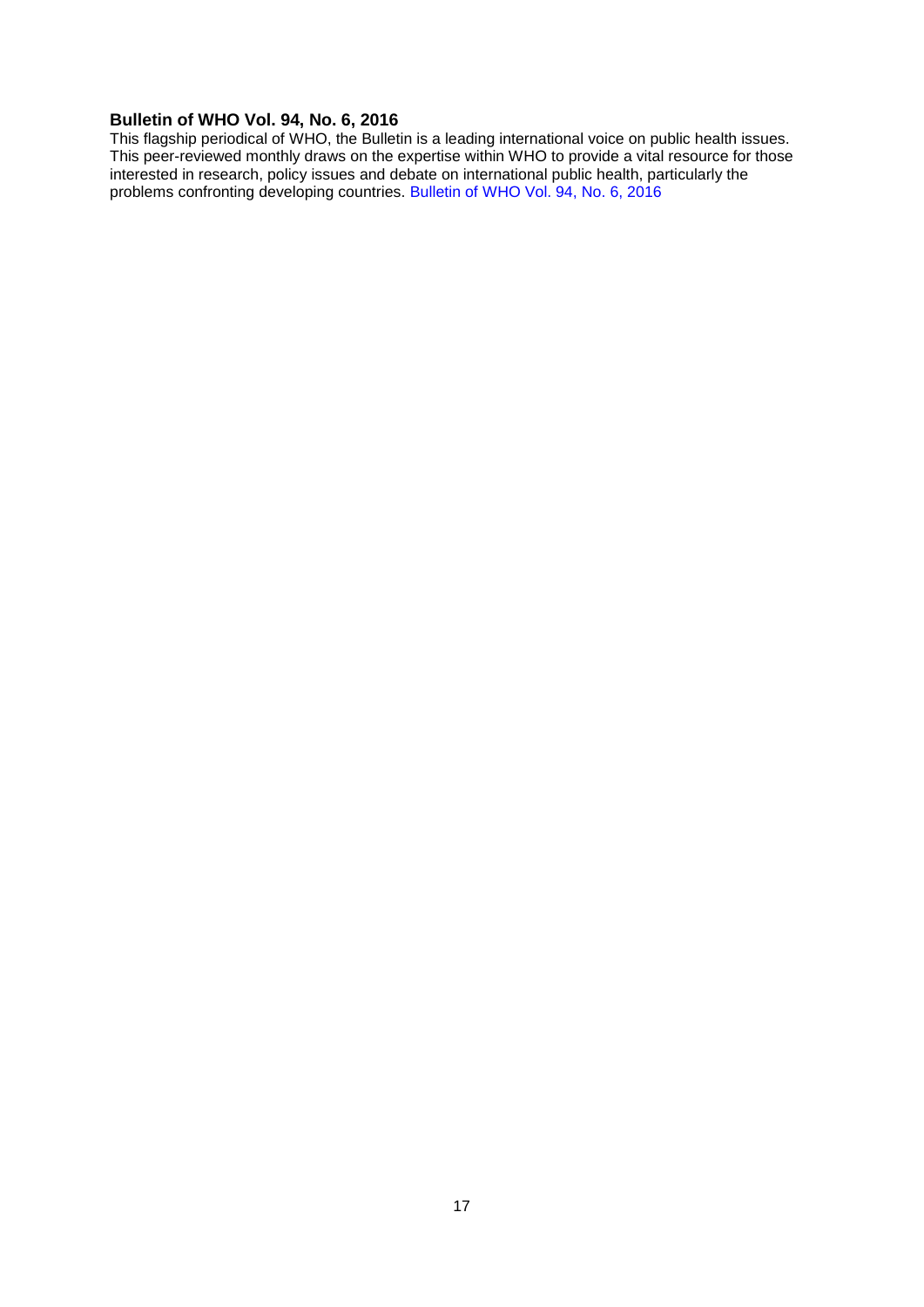### Bulletin of WHO Vol. 94, No. 6, 2016

This flagship periodical of WHO, the Bulletin is a leading international voice on public health issues. This peer-reviewed monthly draws on the expertise within WHO to provide a vital resource for those interested in research, policy issues and debate on international public health, particularly the problems confronting developing countries. Bulletin of WHO Vol. 94, No. 6, 2016